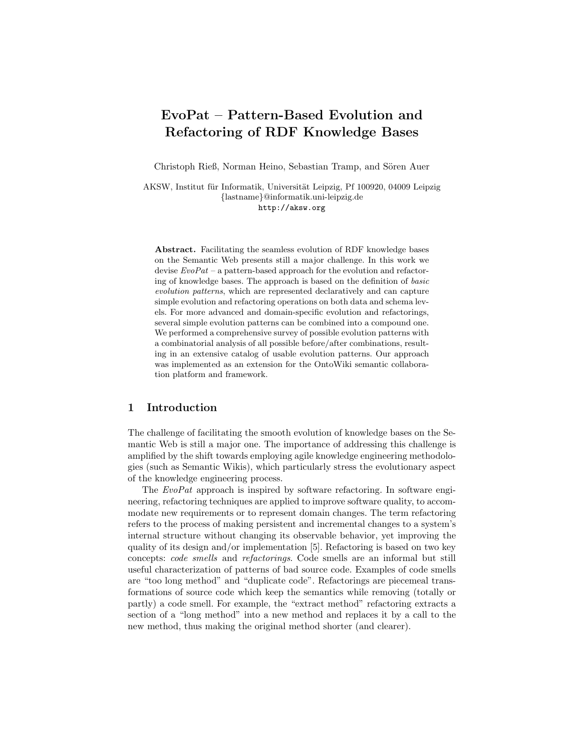# EvoPat – Pattern-Based Evolution and Refactoring of RDF Knowledge Bases

Christoph Rieß, Norman Heino, Sebastian Tramp, and Sören Auer

AKSW, Institut für Informatik, Universität Leipzig, Pf 100920, 04009 Leipzig
{lastname}@informatik.uni-leipzig.de
http://aksw.org

**Abstract.** Facilitating the seamless evolution of RDF knowledge bases on the Semantic Web presents still a major challenge. In this work we devise *EvoPat* – a pattern-based approach for the evolution and refactoring of knowledge bases. The approach is based on the definition of *basic evolution patterns*, which are represented declaratively and can capture simple evolution and refactoring operations on both data and schema levels. For more advanced and domain-specific evolution and refactorings, several simple evolution patterns can be combined into a compound one. We performed a comprehensive survey of possible evolution patterns with a combinatorial analysis of all possible before/after combinations, resulting in an extensive catalog of usable evolution patterns. Our approach was implemented as an extension for the OntoWiki semantic collaboration platform and framework.

## 1 Introduction

The challenge of facilitating the smooth evolution of knowledge bases on the Semantic Web is still a major one. The importance of addressing this challenge is amplified by the shift towards employing agile knowledge engineering methodologies (such as Semantic Wikis), which particularly stress the evolutionary aspect of the knowledge engineering process.

The *EvoPat* approach is inspired by software refactoring. In software engineering, refactoring techniques are applied to improve software quality, to accommodate new requirements or to represent domain changes. The term refactoring refers to the process of making persistent and incremental changes to a system's internal structure without changing its observable behavior, yet improving the quality of its design and/or implementation [5]. Refactoring is based on two key concepts: *code smells* and *refactorings*. Code smells are an informal but still useful characterization of patterns of bad source code. Examples of code smells are "too long method" and "duplicate code". Refactorings are piecemeal transformations of source code which keep the semantics while removing (totally or partly) a code smell. For example, the "extract method" refactoring extracts a section of a "long method" into a new method and replaces it by a call to the new method, thus making the original method shorter (and clearer).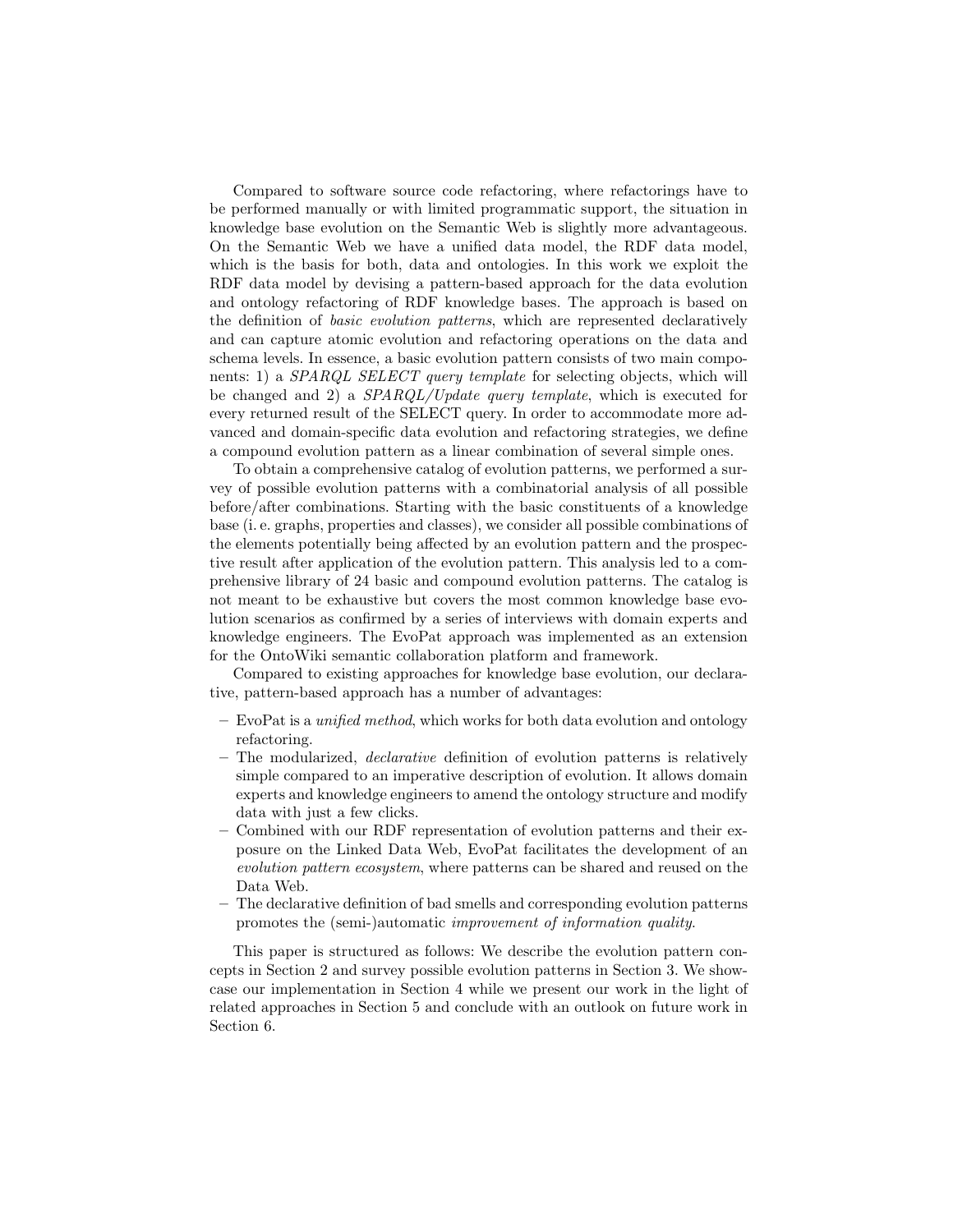Compared to software source code refactoring, where refactorings have to be performed manually or with limited programmatic support, the situation in knowledge base evolution on the Semantic Web is slightly more advantageous. On the Semantic Web we have a unified data model, the RDF data model, which is the basis for both, data and ontologies. In this work we exploit the RDF data model by devising a pattern-based approach for the data evolution and ontology refactoring of RDF knowledge bases. The approach is based on the definition of *basic evolution patterns*, which are represented declaratively and can capture atomic evolution and refactoring operations on the data and schema levels. In essence, a basic evolution pattern consists of two main components: 1) a *SPARQL SELECT query template* for selecting objects, which will be changed and 2) a *SPARQL/Update query template*, which is executed for every returned result of the SELECT query. In order to accommodate more advanced and domain-specific data evolution and refactoring strategies, we define a compound evolution pattern as a linear combination of several simple ones.

To obtain a comprehensive catalog of evolution patterns, we performed a survey of possible evolution patterns with a combinatorial analysis of all possible before/after combinations. Starting with the basic constituents of a knowledge base (i. e. graphs, properties and classes), we consider all possible combinations of the elements potentially being affected by an evolution pattern and the prospective result after application of the evolution pattern. This analysis led to a comprehensive library of 24 basic and compound evolution patterns. The catalog is not meant to be exhaustive but covers the most common knowledge base evolution scenarios as confirmed by a series of interviews with domain experts and knowledge engineers. The EvoPat approach was implemented as an extension for the OntoWiki semantic collaboration platform and framework.

Compared to existing approaches for knowledge base evolution, our declarative, pattern-based approach has a number of advantages:

- EvoPat is a *unified method*, which works for both data evolution and ontology refactoring.
- The modularized, *declarative* definition of evolution patterns is relatively simple compared to an imperative description of evolution. It allows domain experts and knowledge engineers to amend the ontology structure and modify data with just a few clicks.
- Combined with our RDF representation of evolution patterns and their exposure on the Linked Data Web, EvoPat facilitates the development of an *evolution pattern ecosystem*, where patterns can be shared and reused on the Data Web.
- The declarative definition of bad smells and corresponding evolution patterns promotes the (semi-)automatic *improvement of information quality*.

This paper is structured as follows: We describe the evolution pattern concepts in Section 2 and survey possible evolution patterns in Section 3. We showcase our implementation in Section 4 while we present our work in the light of related approaches in Section 5 and conclude with an outlook on future work in Section 6.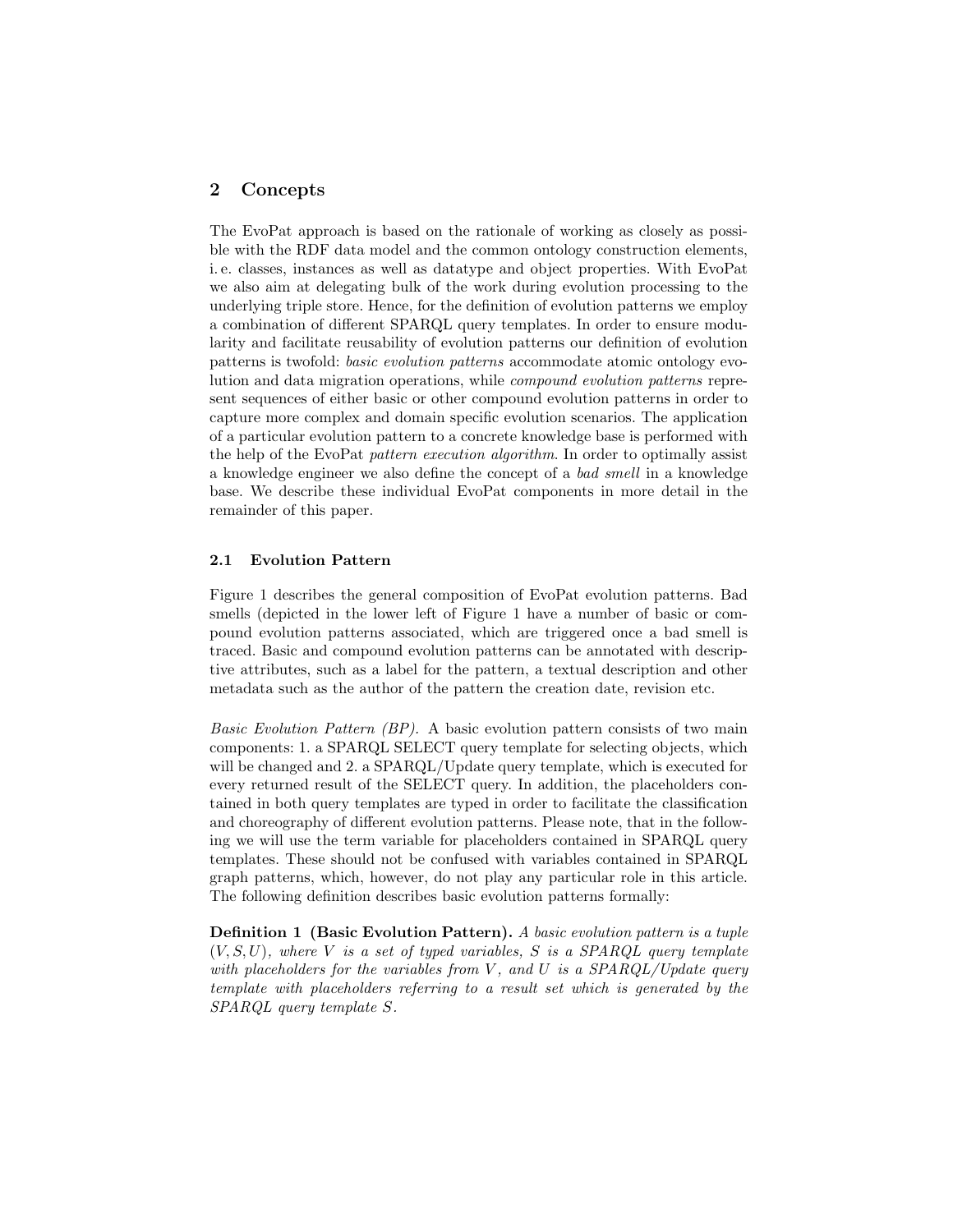## 2 Concepts

The EvoPat approach is based on the rationale of working as closely as possible with the RDF data model and the common ontology construction elements, i. e. classes, instances as well as datatype and object properties. With EvoPat we also aim at delegating bulk of the work during evolution processing to the underlying triple store. Hence, for the definition of evolution patterns we employ a combination of different SPARQL query templates. In order to ensure modularity and facilitate reusability of evolution patterns our definition of evolution patterns is twofold: *basic evolution patterns* accommodate atomic ontology evolution and data migration operations, while *compound evolution patterns* represent sequences of either basic or other compound evolution patterns in order to capture more complex and domain specific evolution scenarios. The application of a particular evolution pattern to a concrete knowledge base is performed with the help of the EvoPat *pattern execution algorithm*. In order to optimally assist a knowledge engineer we also define the concept of a *bad smell* in a knowledge base. We describe these individual EvoPat components in more detail in the remainder of this paper.

### 2.1 Evolution Pattern

Figure 1 describes the general composition of EvoPat evolution patterns. Bad smells (depicted in the lower left of Figure 1 have a number of basic or compound evolution patterns associated, which are triggered once a bad smell is traced. Basic and compound evolution patterns can be annotated with descriptive attributes, such as a label for the pattern, a textual description and other metadata such as the author of the pattern the creation date, revision etc.

*Basic Evolution Pattern (BP).* A basic evolution pattern consists of two main components: 1. a SPARQL SELECT query template for selecting objects, which will be changed and 2. a SPARQL/Update query template, which is executed for every returned result of the SELECT query. In addition, the placeholders contained in both query templates are typed in order to facilitate the classification and choreography of different evolution patterns. Please note, that in the following we will use the term variable for placeholders contained in SPARQL query templates. These should not be confused with variables contained in SPARQL graph patterns, which, however, do not play any particular role in this article. The following definition describes basic evolution patterns formally:

**Definition 1 (Basic Evolution Pattern).** *A basic evolution pattern is a tuple* $(V, S, U)$*, where* $V$ *is a set of typed variables,* $S$ *is a SPARQL query template with placeholders for the variables from* $V$*, and* $U$ *is a SPARQL/Update query template with placeholders referring to a result set which is generated by the SPARQL query template* $S$*.*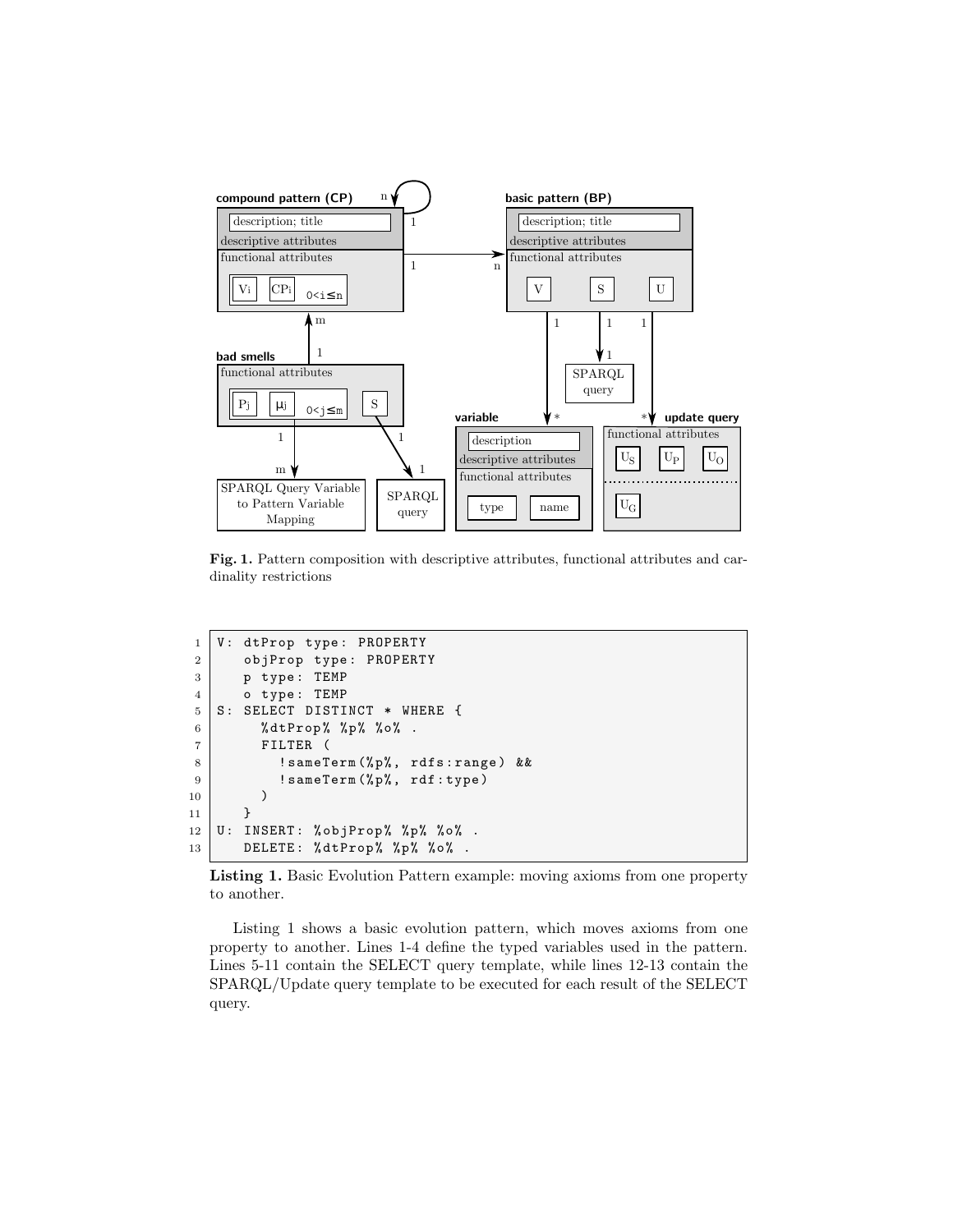**Fig. 1.** Pattern composition with descriptive attributes, functional attributes and cardinality restrictions

```
1  V: dtProp type: PROPERTY
2     objProp type: PROPERTY
3     p type: TEMP
4     o type: TEMP
5  S: SELECT DISTINCT * WHERE {
6       %dtProp% %p% %o% .
7       FILTER (
8         !sameTerm(%p%, rdfs:range) &&
9         !sameTerm(%p%, rdf:type)
10      )
11    }
12 U: INSERT: %objProp% %p% %o% .
13    DELETE: %dtProp% %p% %o% .
```

**Listing 1.** Basic Evolution Pattern example: moving axioms from one property to another.

Listing 1 shows a basic evolution pattern, which moves axioms from one property to another. Lines 1-4 define the typed variables used in the pattern. Lines 5-11 contain the SELECT query template, while lines 12-13 contain the SPARQL/Update query template to be executed for each result of the SELECT query.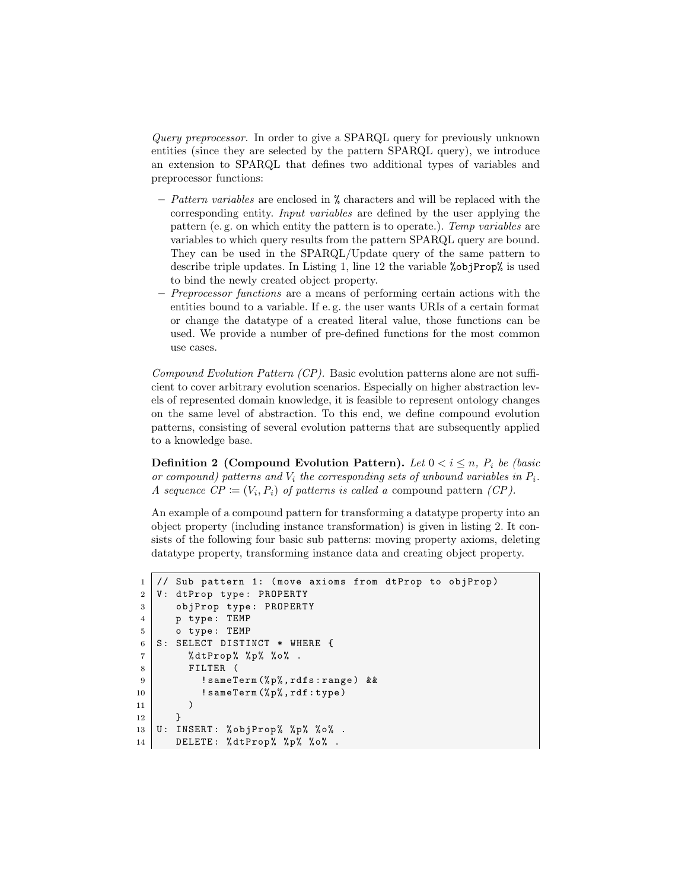*Query preprocessor.* In order to give a SPARQL query for previously unknown entities (since they are selected by the pattern SPARQL query), we introduce an extension to SPARQL that defines two additional types of variables and preprocessor functions:

- *Pattern variables* are enclosed in % characters and will be replaced with the corresponding entity. *Input variables* are defined by the user applying the pattern (e. g. on which entity the pattern is to operate.). *Temp variables* are variables to which query results from the pattern SPARQL query are bound. They can be used in the SPARQL/Update query of the same pattern to describe triple updates. In Listing 1, line 12 the variable `%objProp%` is used to bind the newly created object property.
- *Preprocessor functions* are a means of performing certain actions with the entities bound to a variable. If e. g. the user wants URIs of a certain format or change the datatype of a created literal value, those functions can be used. We provide a number of pre-defined functions for the most common use cases.

*Compound Evolution Pattern (CP).* Basic evolution patterns alone are not sufficient to cover arbitrary evolution scenarios. Especially on higher abstraction levels of represented domain knowledge, it is feasible to represent ontology changes on the same level of abstraction. To this end, we define compound evolution patterns, consisting of several evolution patterns that are subsequently applied to a knowledge base.

**Definition 2 (Compound Evolution Pattern).** *Let $0 < i \leq n$, $P_i$ be (basic or compound) patterns and $V_i$ the corresponding sets of unbound variables in $P_i$. A sequence $CP \coloneqq (V_i, P_i)$ of patterns is called a* compound pattern *(CP).*

An example of a compound pattern for transforming a datatype property into an object property (including instance transformation) is given in listing 2. It consists of the following four basic sub patterns: moving property axioms, deleting datatype property, transforming instance data and creating object property.

```
1  // Sub pattern 1: (move axioms from dtProp to objProp)
2  V: dtProp type: PROPERTY
3     objProp type: PROPERTY
4     p type: TEMP
5     o type: TEMP
6  S: SELECT DISTINCT * WHERE {
7       %dtProp% %p% %o% .
8       FILTER (
9         !sameTerm(%p%,rdfs:range) &&
10        !sameTerm(%p%,rdf:type)
11      )
12     }
13 U: INSERT: %objProp% %p% %o% .
14    DELETE: %dtProp% %p% %o% .
```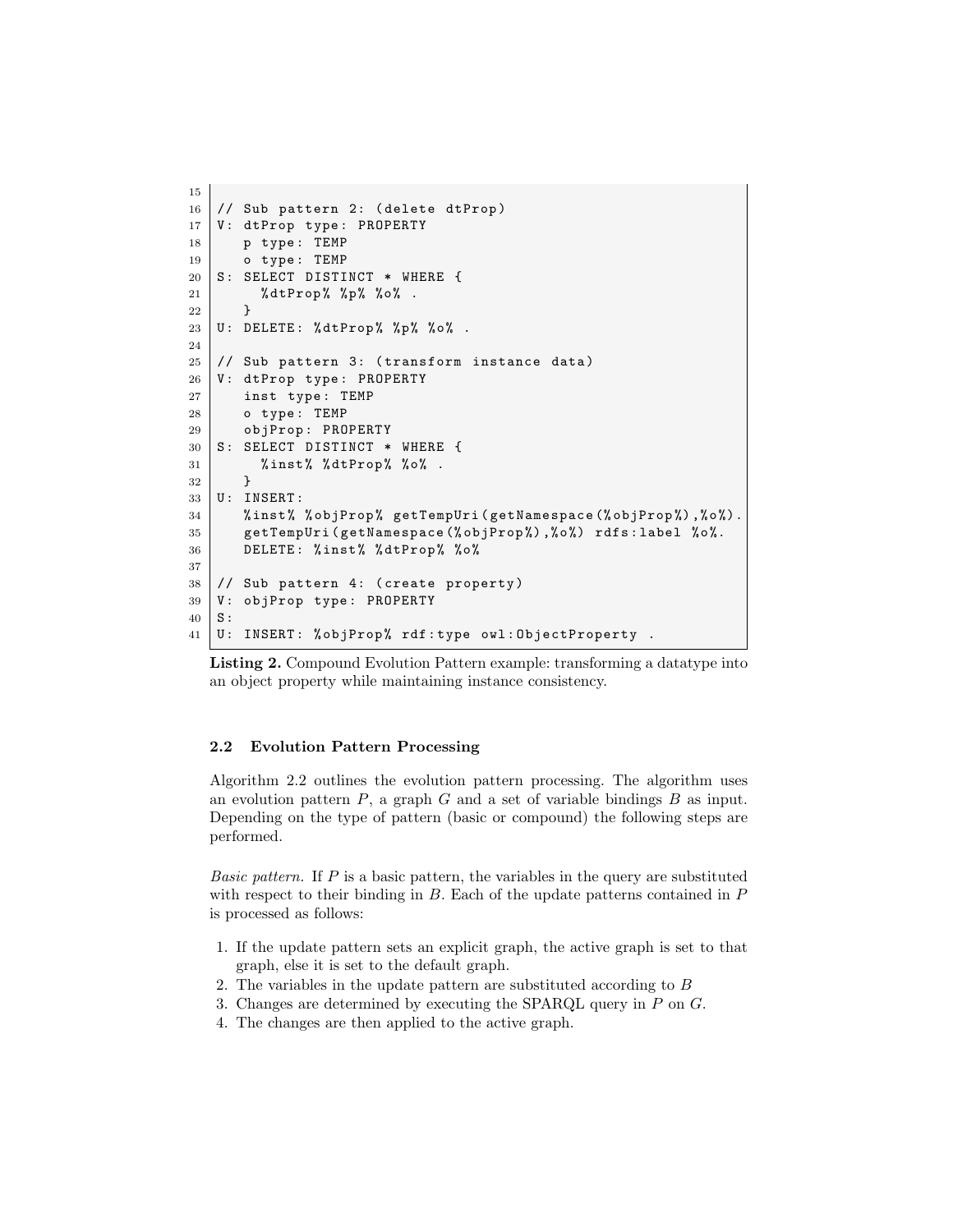```
15
16  // Sub pattern 2: (delete dtProp)
17  V: dtProp type: PROPERTY
18     p type: TEMP
19     o type: TEMP
20  S: SELECT DISTINCT * WHERE {
21       %dtProp% %p% %o% .
22     }
23  U: DELETE: %dtProp% %p% %o% .
24
25  // Sub pattern 3: (transform instance data)
26  V: dtProp type: PROPERTY
27     inst type: TEMP
28     o type: TEMP
29     objProp: PROPERTY
30  S: SELECT DISTINCT * WHERE {
31       %inst% %dtProp% %o% .
32     }
33  U: INSERT:
34     %inst% %objProp% getTempUri(getNamespace(%objProp%),%o%).
35     getTempUri(getNamespace(%objProp%),%o%) rdfs:label %o%.
36     DELETE: %inst% %dtProp% %o%
37
38  // Sub pattern 4: (create property)
39  V: objProp type: PROPERTY
40  S:
41  U: INSERT: %objProp% rdf:type owl:ObjectProperty .
```

**Listing 2.** Compound Evolution Pattern example: transforming a datatype into an object property while maintaining instance consistency.

### 2.2 Evolution Pattern Processing

Algorithm 2.2 outlines the evolution pattern processing. The algorithm uses an evolution pattern $P$, a graph $G$ and a set of variable bindings $B$ as input. Depending on the type of pattern (basic or compound) the following steps are performed.

*Basic pattern.* If $P$ is a basic pattern, the variables in the query are substituted with respect to their binding in $B$. Each of the update patterns contained in $P$ is processed as follows:

1. If the update pattern sets an explicit graph, the active graph is set to that graph, else it is set to the default graph.
2. The variables in the update pattern are substituted according to $B$
3. Changes are determined by executing the SPARQL query in $P$ on $G$.
4. The changes are then applied to the active graph.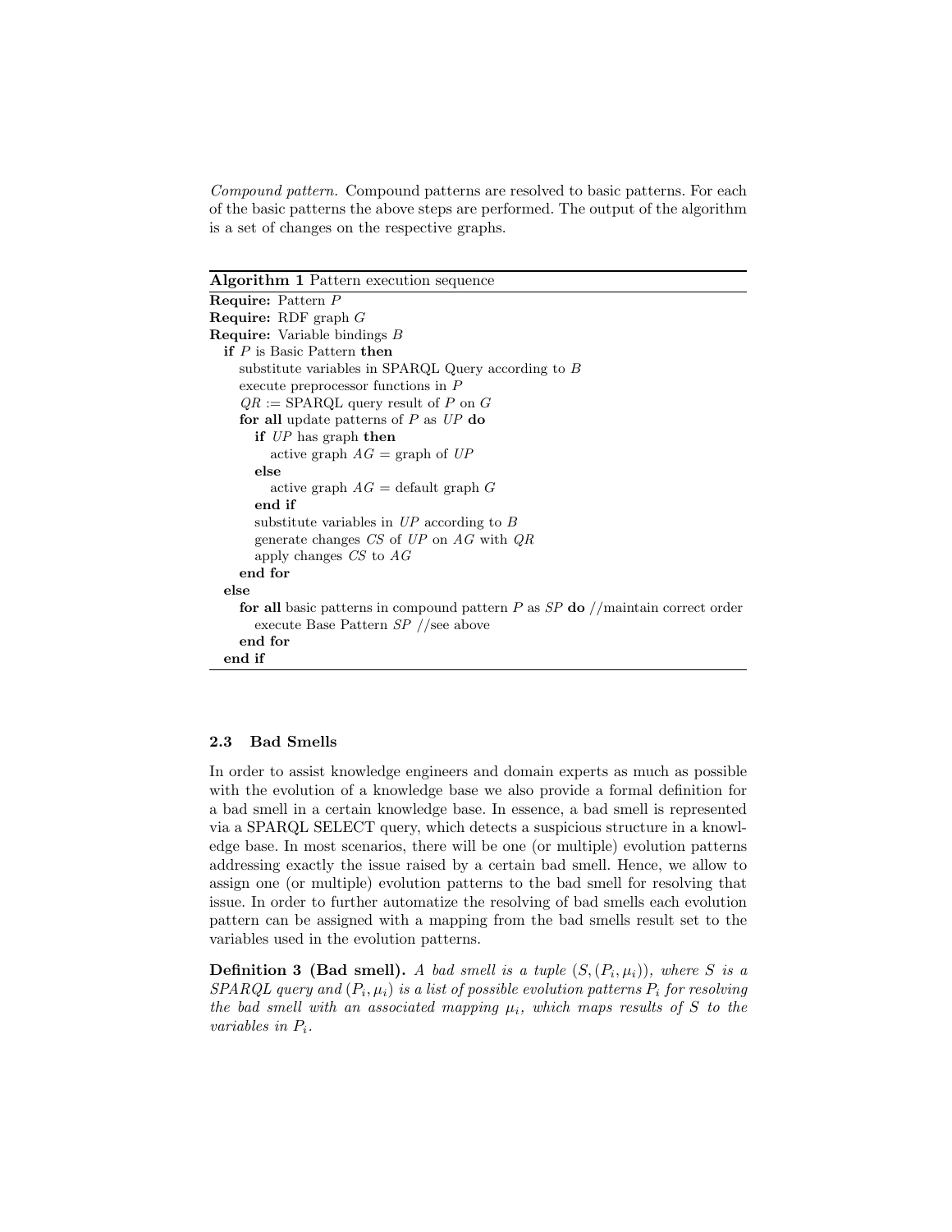*Compound pattern.* Compound patterns are resolved to basic patterns. For each of the basic patterns the above steps are performed. The output of the algorithm is a set of changes on the respective graphs.

**Algorithm 1** Pattern execution sequence

```
Require: Pattern P
Require: RDF graph G
Require: Variable bindings B
  if P is Basic Pattern then
     substitute variables in SPARQL Query according to B
     execute preprocessor functions in P
     QR := SPARQL query result of P on G
     for all update patterns of P as UP do
        if UP has graph then
           active graph AG = graph of UP
        else
           active graph AG = default graph G
        end if
        substitute variables in UP according to B
        generate changes CS of UP on AG with QR
        apply changes CS to AG
     end for
  else
     for all basic patterns in compound pattern P as SP do //maintain correct order
        execute Base Pattern SP //see above
     end for
  end if
```

### 2.3 Bad Smells

In order to assist knowledge engineers and domain experts as much as possible with the evolution of a knowledge base we also provide a formal definition for a bad smell in a certain knowledge base. In essence, a bad smell is represented via a SPARQL SELECT query, which detects a suspicious structure in a knowledge base. In most scenarios, there will be one (or multiple) evolution patterns addressing exactly the issue raised by a certain bad smell. Hence, we allow to assign one (or multiple) evolution patterns to the bad smell for resolving that issue. In order to further automatize the resolving of bad smells each evolution pattern can be assigned with a mapping from the bad smells result set to the variables used in the evolution patterns.

**Definition 3 (Bad smell).** *A bad smell is a tuple $(S, (P_i, \mu_i))$, where $S$ is a SPARQL query and $(P_i, \mu_i)$ is a list of possible evolution patterns $P_i$ for resolving the bad smell with an associated mapping $\mu_i$, which maps results of $S$ to the variables in $P_i$.*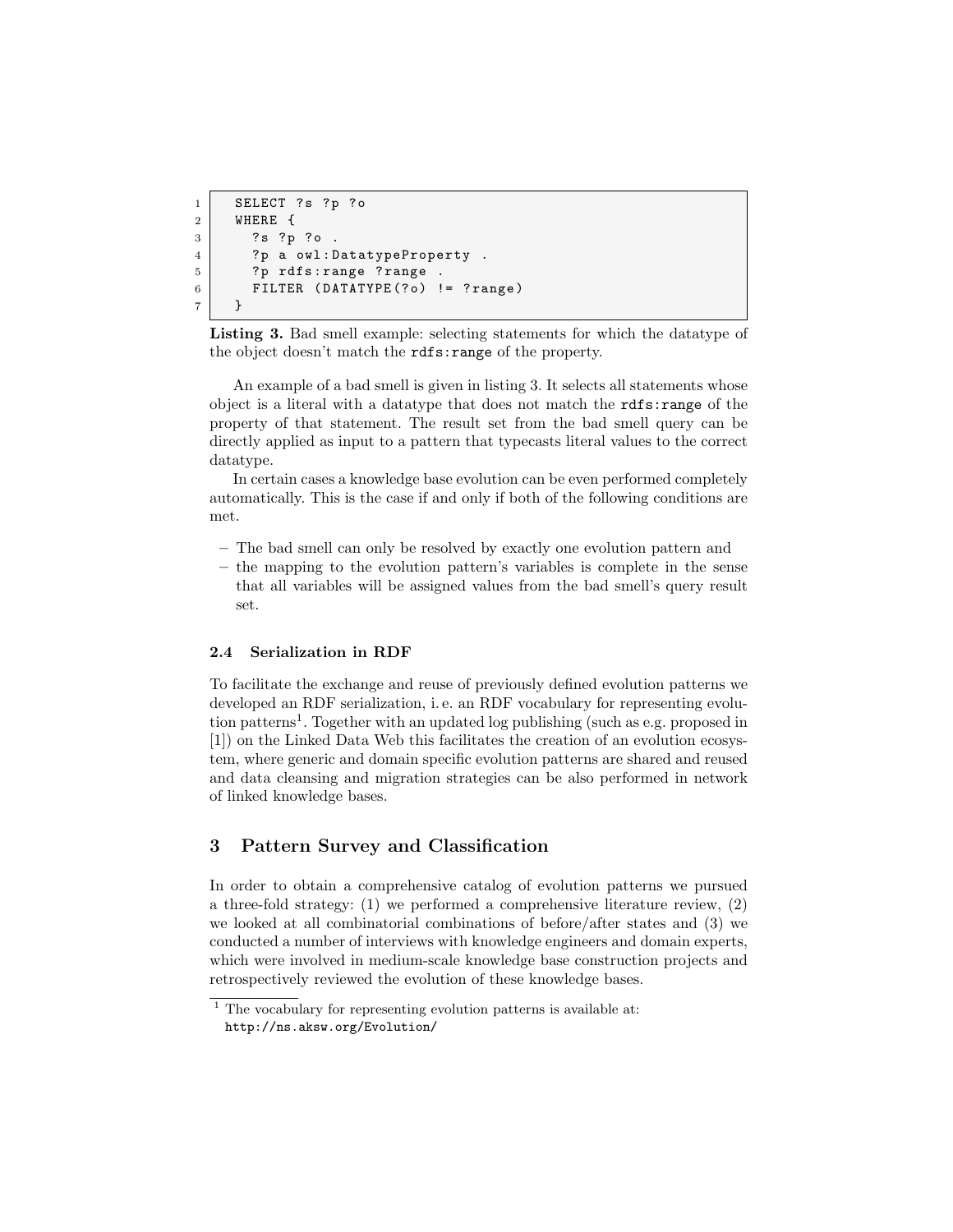```
SELECT ?s ?p ?o
WHERE {
  ?s ?p ?o .
  ?p a owl:DatatypeProperty .
  ?p rdfs:range ?range .
  FILTER (DATATYPE(?o) != ?range)
}
```

**Listing 3.** Bad smell example: selecting statements for which the datatype of the object doesn't match the `rdfs:range` of the property.

An example of a bad smell is given in listing 3. It selects all statements whose object is a literal with a datatype that does not match the `rdfs:range` of the property of that statement. The result set from the bad smell query can be directly applied as input to a pattern that typecasts literal values to the correct datatype.

In certain cases a knowledge base evolution can be even performed completely automatically. This is the case if and only if both of the following conditions are met.

- The bad smell can only be resolved by exactly one evolution pattern and
- the mapping to the evolution pattern's variables is complete in the sense that all variables will be assigned values from the bad smell's query result set.

### 2.4 Serialization in RDF

To facilitate the exchange and reuse of previously defined evolution patterns we developed an RDF serialization, i. e. an RDF vocabulary for representing evolution patterns[1]. Together with an updated log publishing (such as e.g. proposed in [1]) on the Linked Data Web this facilitates the creation of an evolution ecosystem, where generic and domain specific evolution patterns are shared and reused and data cleansing and migration strategies can be also performed in network of linked knowledge bases.

## 3 Pattern Survey and Classification

In order to obtain a comprehensive catalog of evolution patterns we pursued a three-fold strategy: (1) we performed a comprehensive literature review, (2) we looked at all combinatorial combinations of before/after states and (3) we conducted a number of interviews with knowledge engineers and domain experts, which were involved in medium-scale knowledge base construction projects and retrospectively reviewed the evolution of these knowledge bases.

[1] The vocabulary for representing evolution patterns is available at: `http://ns.aksw.org/Evolution/`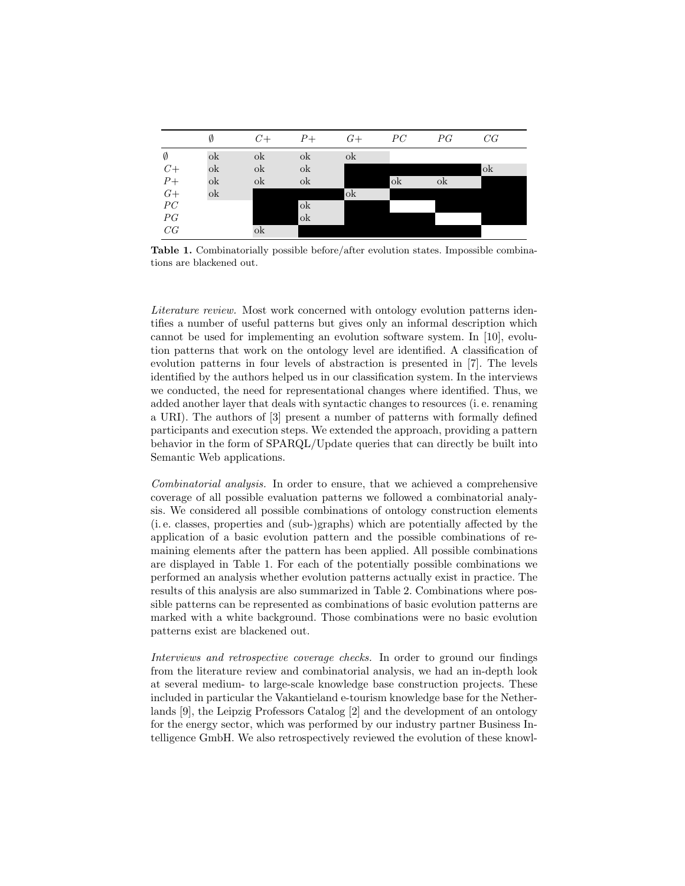|  | $\emptyset$ | $C+$ | $P+$ | $G+$ | $PC$ | $PG$ | $CG$ |
|---|---|---|---|---|---|---|---|
| $\emptyset$ | ok | ok | ok | ok |  |  |  |
| $C+$ | ok | ok | ok |  |  |  | ok |
| $P+$ | ok | ok | ok |  | ok | ok |  |
| $G+$ | ok |  |  | ok |  |  |  |
| $PC$ |  |  | ok |  |  |  |  |
| $PG$ |  |  | ok |  |  |  |  |
| $CG$ |  | ok |  |  |  |  |  |

**Table 1.** Combinatorially possible before/after evolution states. Impossible combinations are blackened out.

*Literature review.* Most work concerned with ontology evolution patterns identifies a number of useful patterns but gives only an informal description which cannot be used for implementing an evolution software system. In [10], evolution patterns that work on the ontology level are identified. A classification of evolution patterns in four levels of abstraction is presented in [7]. The levels identified by the authors helped us in our classification system. In the interviews we conducted, the need for representational changes where identified. Thus, we added another layer that deals with syntactic changes to resources (i. e. renaming a URI). The authors of [3] present a number of patterns with formally defined participants and execution steps. We extended the approach, providing a pattern behavior in the form of SPARQL/Update queries that can directly be built into Semantic Web applications.

*Combinatorial analysis.* In order to ensure, that we achieved a comprehensive coverage of all possible evaluation patterns we followed a combinatorial analysis. We considered all possible combinations of ontology construction elements (i. e. classes, properties and (sub-)graphs) which are potentially affected by the application of a basic evolution pattern and the possible combinations of remaining elements after the pattern has been applied. All possible combinations are displayed in Table 1. For each of the potentially possible combinations we performed an analysis whether evolution patterns actually exist in practice. The results of this analysis are also summarized in Table 2. Combinations where possible patterns can be represented as combinations of basic evolution patterns are marked with a white background. Those combinations were no basic evolution patterns exist are blackened out.

*Interviews and retrospective coverage checks.* In order to ground our findings from the literature review and combinatorial analysis, we had an in-depth look at several medium- to large-scale knowledge base construction projects. These included in particular the Vakantieland e-tourism knowledge base for the Netherlands [9], the Leipzig Professors Catalog [2] and the development of an ontology for the energy sector, which was performed by our industry partner Business Intelligence GmbH. We also retrospectively reviewed the evolution of these knowl-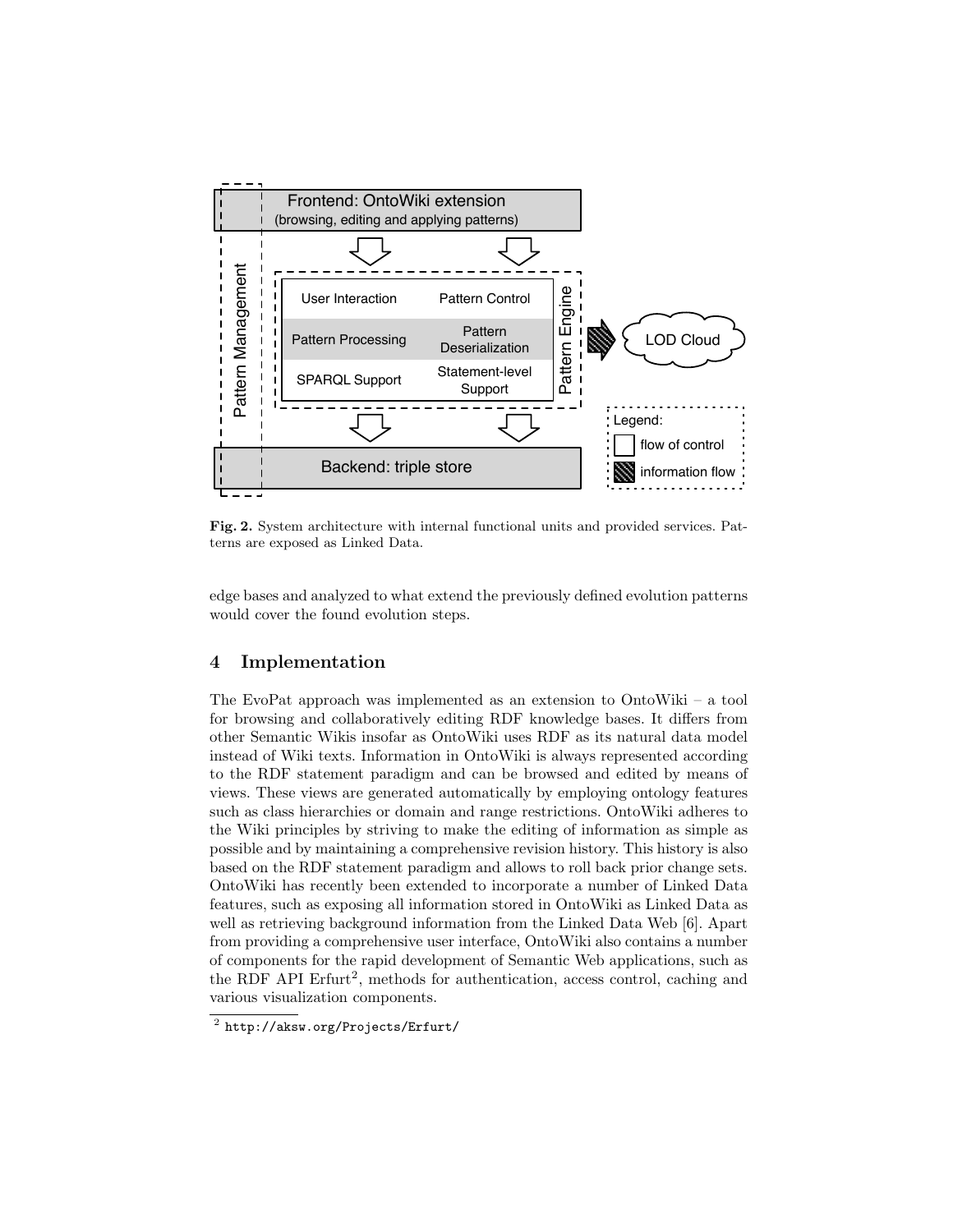**Fig. 2.** System architecture with internal functional units and provided services. Patterns are exposed as Linked Data.

edge bases and analyzed to what extend the previously defined evolution patterns would cover the found evolution steps.

## 4 Implementation

The EvoPat approach was implemented as an extension to OntoWiki – a tool for browsing and collaboratively editing RDF knowledge bases. It differs from other Semantic Wikis insofar as OntoWiki uses RDF as its natural data model instead of Wiki texts. Information in OntoWiki is always represented according to the RDF statement paradigm and can be browsed and edited by means of views. These views are generated automatically by employing ontology features such as class hierarchies or domain and range restrictions. OntoWiki adheres to the Wiki principles by striving to make the editing of information as simple as possible and by maintaining a comprehensive revision history. This history is also based on the RDF statement paradigm and allows to roll back prior change sets. OntoWiki has recently been extended to incorporate a number of Linked Data features, such as exposing all information stored in OntoWiki as Linked Data as well as retrieving background information from the Linked Data Web [6]. Apart from providing a comprehensive user interface, OntoWiki also contains a number of components for the rapid development of Semantic Web applications, such as the RDF API Erfurt[2], methods for authentication, access control, caching and various visualization components.

[2] http://aksw.org/Projects/Erfurt/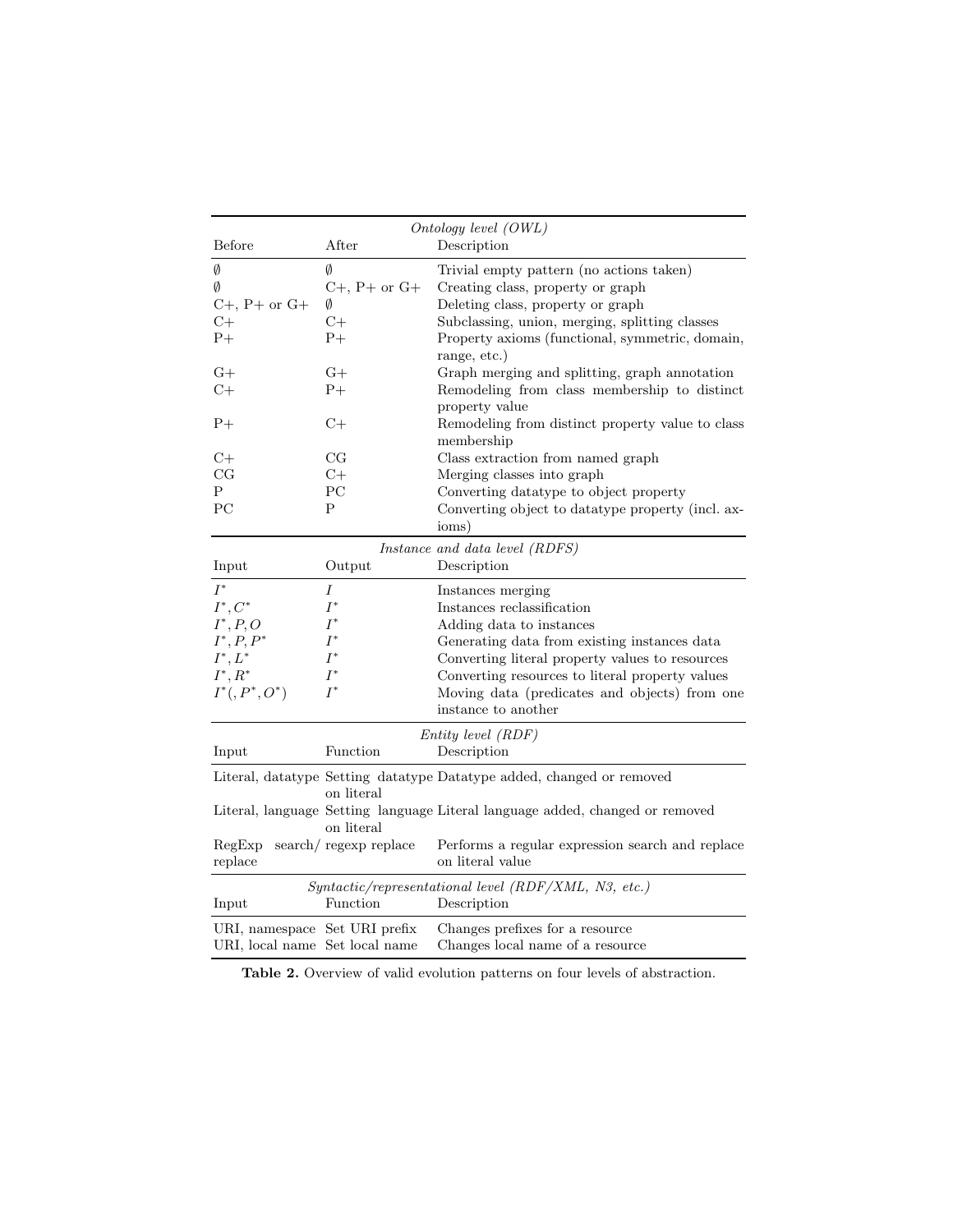| *Ontology level (OWL)* | | |
|---|---|---|
| Before | After | Description |
| ∅ | ∅ | Trivial empty pattern (no actions taken) |
| ∅ | C+, P+ or G+ | Creating class, property or graph |
| C+, P+ or G+ | ∅ | Deleting class, property or graph |
| C+ | C+ | Subclassing, union, merging, splitting classes |
| P+ | P+ | Property axioms (functional, symmetric, domain, range, etc.) |
| G+ | G+ | Graph merging and splitting, graph annotation |
| C+ | P+ | Remodeling from class membership to distinct property value |
| P+ | C+ | Remodeling from distinct property value to class membership |
| C+ | CG | Class extraction from named graph |
| CG | C+ | Merging classes into graph |
| P | PC | Converting datatype to object property |
| PC | P | Converting object to datatype property (incl. axioms) |
| *Instance and data level (RDFS)* | | |
| Input | Output | Description |
| $I^*$ | $I$ | Instances merging |
| $I^*, C^*$ | $I^*$ | Instances reclassification |
| $I^*, P, O$ | $I^*$ | Adding data to instances |
| $I^*, P, P^*$ | $I^*$ | Generating data from existing instances data |
| $I^*, L^*$ | $I^*$ | Converting literal property values to resources |
| $I^*, R^*$ | $I^*$ | Converting resources to literal property values |
| $I^*(, P^*, O^*)$ | $I^*$ | Moving data (predicates and objects) from one instance to another |
| *Entity level (RDF)* | | |
| Input | Function | Description |
| Literal, datatype | Setting datatype on literal | Datatype added, changed or removed |
| Literal, language | Setting language on literal | Literal language added, changed or removed |
| RegExp search/replace | regexp replace | Performs a regular expression search and replace on literal value |
| *Syntactic/representational level (RDF/XML, N3, etc.)* | | |
| Input | Function | Description |
| URI, namespace | Set URI prefix | Changes prefixes for a resource |
| URI, local name | Set local name | Changes local name of a resource |

**Table 2.** Overview of valid evolution patterns on four levels of abstraction.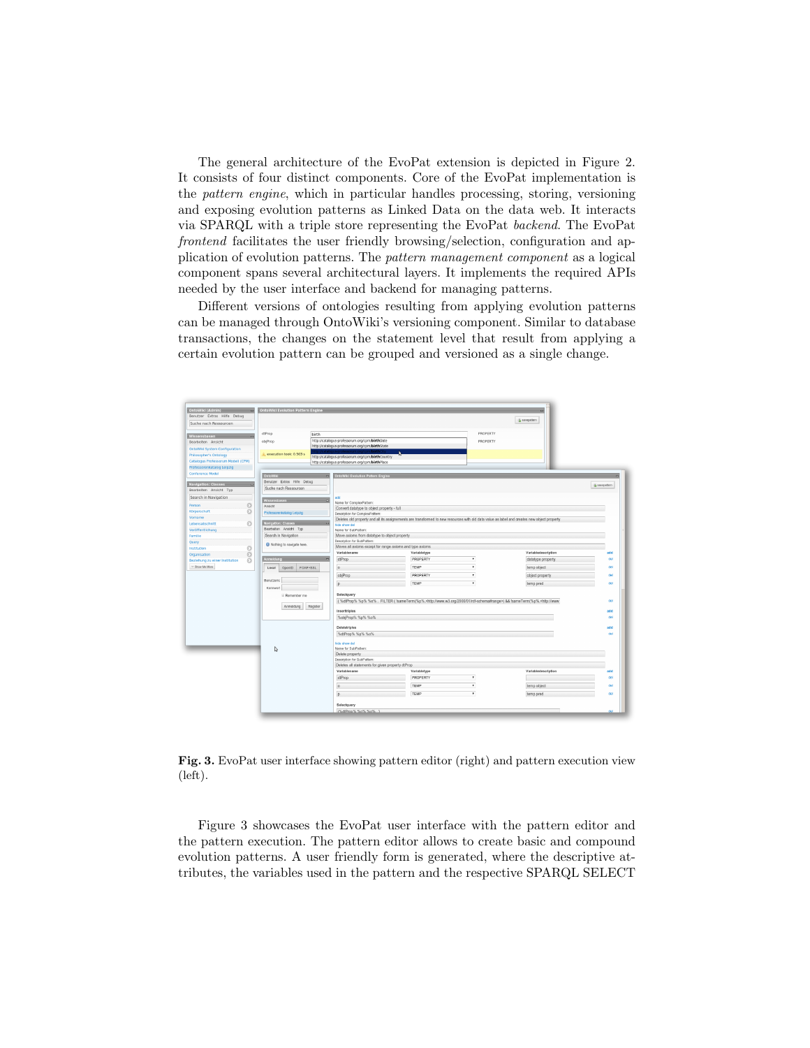The general architecture of the EvoPat extension is depicted in Figure 2. It consists of four distinct components. Core of the EvoPat implementation is the *pattern engine*, which in particular handles processing, storing, versioning and exposing evolution patterns as Linked Data on the data web. It interacts via SPARQL with a triple store representing the EvoPat *backend*. The EvoPat *frontend* facilitates the user friendly browsing/selection, configuration and application of evolution patterns. The *pattern management component* as a logical component spans several architectural layers. It implements the required APIs needed by the user interface and backend for managing patterns.

Different versions of ontologies resulting from applying evolution patterns can be managed through OntoWiki's versioning component. Similar to database transactions, the changes on the statement level that result from applying a certain evolution pattern can be grouped and versioned as a single change.

**Fig. 3.** EvoPat user interface showing pattern editor (right) and pattern execution view (left).

Figure 3 showcases the EvoPat user interface with the pattern editor and the pattern execution. The pattern editor allows to create basic and compound evolution patterns. A user friendly form is generated, where the descriptive attributes, the variables used in the pattern and the respective SPARQL SELECT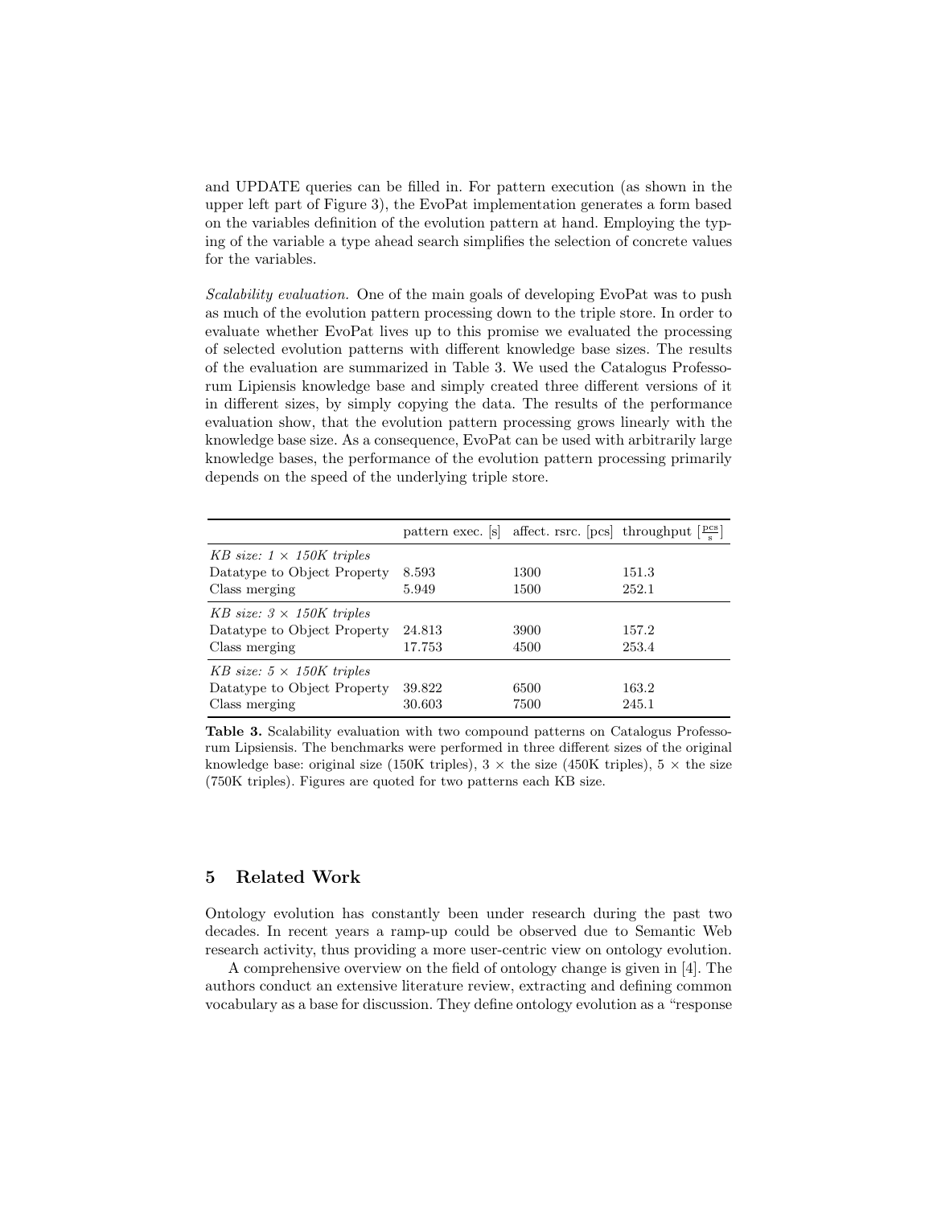and UPDATE queries can be filled in. For pattern execution (as shown in the upper left part of Figure 3), the EvoPat implementation generates a form based on the variables definition of the evolution pattern at hand. Employing the typing of the variable a type ahead search simplifies the selection of concrete values for the variables.

*Scalability evaluation.* One of the main goals of developing EvoPat was to push as much of the evolution pattern processing down to the triple store. In order to evaluate whether EvoPat lives up to this promise we evaluated the processing of selected evolution patterns with different knowledge base sizes. The results of the evaluation are summarized in Table 3. We used the Catalogus Professorum Lipiensis knowledge base and simply created three different versions of it in different sizes, by simply copying the data. The results of the performance evaluation show, that the evolution pattern processing grows linearly with the knowledge base size. As a consequence, EvoPat can be used with arbitrarily large knowledge bases, the performance of the evolution pattern processing primarily depends on the speed of the underlying triple store.

| | pattern exec. [s] | affect. rsrc. [pcs] | throughput $[\frac{\text{pcs}}{\text{s}}]$ |
|---|---|---|---|
| *KB size: 1 × 150K triples* | | | |
| Datatype to Object Property | 8.593 | 1300 | 151.3 |
| Class merging | 5.949 | 1500 | 252.1 |
| *KB size: 3 × 150K triples* | | | |
| Datatype to Object Property | 24.813 | 3900 | 157.2 |
| Class merging | 17.753 | 4500 | 253.4 |
| *KB size: 5 × 150K triples* | | | |
| Datatype to Object Property | 39.822 | 6500 | 163.2 |
| Class merging | 30.603 | 7500 | 245.1 |

**Table 3.** Scalability evaluation with two compound patterns on Catalogus Professorum Lipsiensis. The benchmarks were performed in three different sizes of the original knowledge base: original size (150K triples), 3 × the size (450K triples), 5 × the size (750K triples). Figures are quoted for two patterns each KB size.

## 5 Related Work

Ontology evolution has constantly been under research during the past two decades. In recent years a ramp-up could be observed due to Semantic Web research activity, thus providing a more user-centric view on ontology evolution.

A comprehensive overview on the field of ontology change is given in [4]. The authors conduct an extensive literature review, extracting and defining common vocabulary as a base for discussion. They define ontology evolution as a "response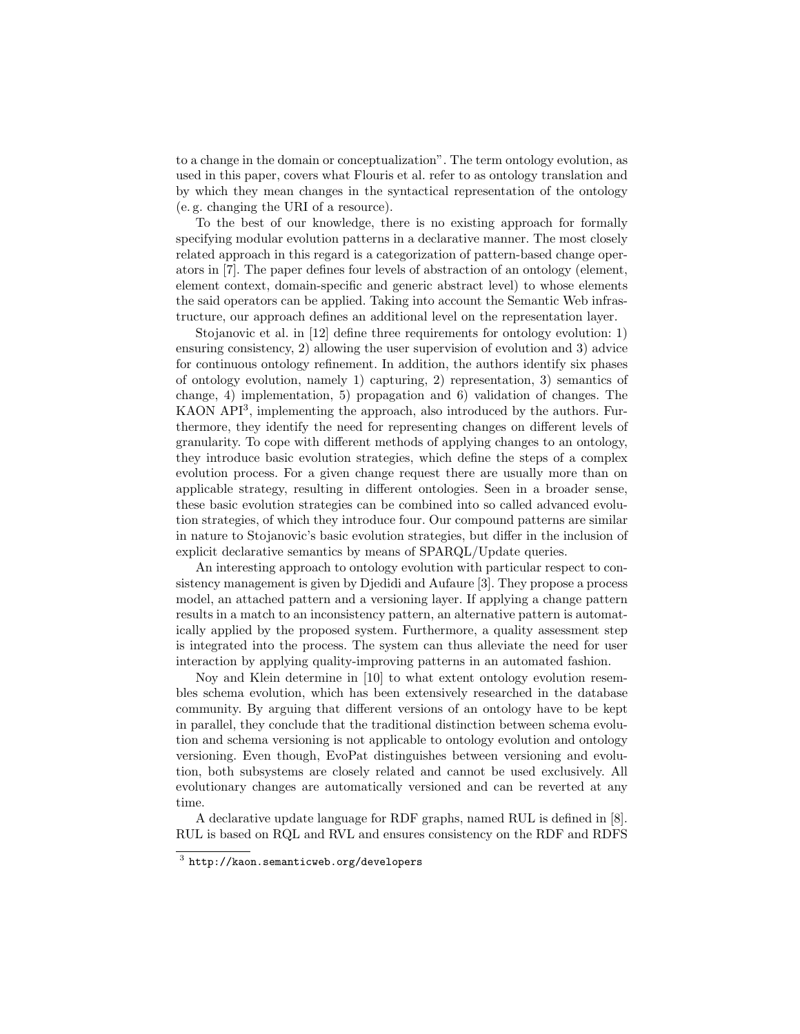to a change in the domain or conceptualization". The term ontology evolution, as used in this paper, covers what Flouris et al. refer to as ontology translation and by which they mean changes in the syntactical representation of the ontology (e. g. changing the URI of a resource).

To the best of our knowledge, there is no existing approach for formally specifying modular evolution patterns in a declarative manner. The most closely related approach in this regard is a categorization of pattern-based change operators in [7]. The paper defines four levels of abstraction of an ontology (element, element context, domain-specific and generic abstract level) to whose elements the said operators can be applied. Taking into account the Semantic Web infrastructure, our approach defines an additional level on the representation layer.

Stojanovic et al. in [12] define three requirements for ontology evolution: 1) ensuring consistency, 2) allowing the user supervision of evolution and 3) advice for continuous ontology refinement. In addition, the authors identify six phases of ontology evolution, namely 1) capturing, 2) representation, 3) semantics of change, 4) implementation, 5) propagation and 6) validation of changes. The KAON API[3], implementing the approach, also introduced by the authors. Furthermore, they identify the need for representing changes on different levels of granularity. To cope with different methods of applying changes to an ontology, they introduce basic evolution strategies, which define the steps of a complex evolution process. For a given change request there are usually more than on applicable strategy, resulting in different ontologies. Seen in a broader sense, these basic evolution strategies can be combined into so called advanced evolution strategies, of which they introduce four. Our compound patterns are similar in nature to Stojanovic's basic evolution strategies, but differ in the inclusion of explicit declarative semantics by means of SPARQL/Update queries.

An interesting approach to ontology evolution with particular respect to consistency management is given by Djedidi and Aufaure [3]. They propose a process model, an attached pattern and a versioning layer. If applying a change pattern results in a match to an inconsistency pattern, an alternative pattern is automatically applied by the proposed system. Furthermore, a quality assessment step is integrated into the process. The system can thus alleviate the need for user interaction by applying quality-improving patterns in an automated fashion.

Noy and Klein determine in [10] to what extent ontology evolution resembles schema evolution, which has been extensively researched in the database community. By arguing that different versions of an ontology have to be kept in parallel, they conclude that the traditional distinction between schema evolution and schema versioning is not applicable to ontology evolution and ontology versioning. Even though, EvoPat distinguishes between versioning and evolution, both subsystems are closely related and cannot be used exclusively. All evolutionary changes are automatically versioned and can be reverted at any time.

A declarative update language for RDF graphs, named RUL is defined in [8]. RUL is based on RQL and RVL and ensures consistency on the RDF and RDFS

[3] http://kaon.semanticweb.org/developers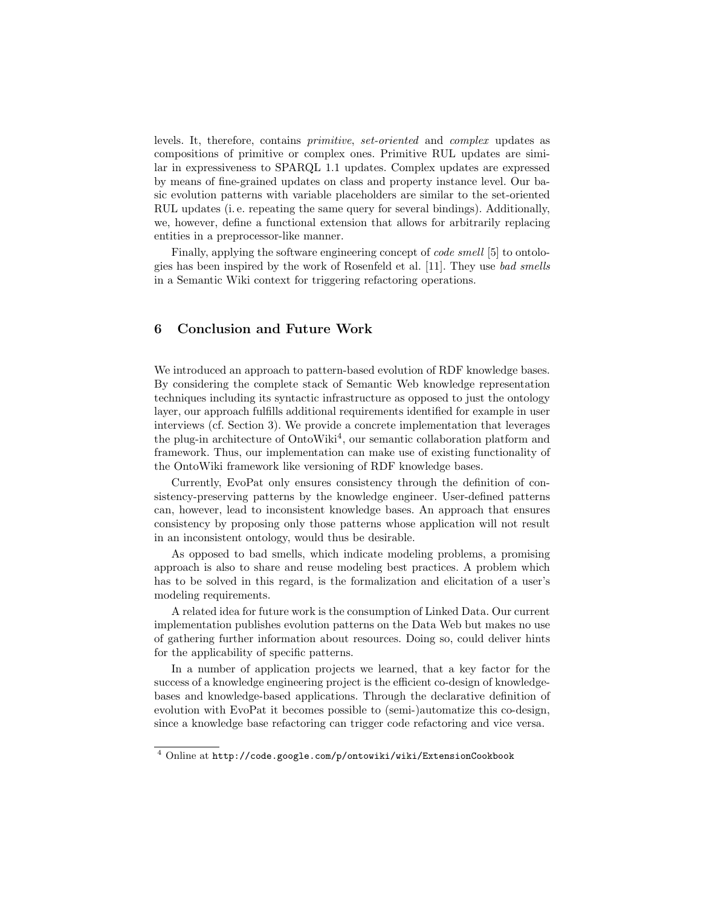levels. It, therefore, contains *primitive*, *set-oriented* and *complex* updates as compositions of primitive or complex ones. Primitive RUL updates are similar in expressiveness to SPARQL 1.1 updates. Complex updates are expressed by means of fine-grained updates on class and property instance level. Our basic evolution patterns with variable placeholders are similar to the set-oriented RUL updates (i. e. repeating the same query for several bindings). Additionally, we, however, define a functional extension that allows for arbitrarily replacing entities in a preprocessor-like manner.

Finally, applying the software engineering concept of *code smell* [5] to ontologies has been inspired by the work of Rosenfeld et al. [11]. They use *bad smells* in a Semantic Wiki context for triggering refactoring operations.

## 6 Conclusion and Future Work

We introduced an approach to pattern-based evolution of RDF knowledge bases. By considering the complete stack of Semantic Web knowledge representation techniques including its syntactic infrastructure as opposed to just the ontology layer, our approach fulfills additional requirements identified for example in user interviews (cf. Section 3). We provide a concrete implementation that leverages the plug-in architecture of OntoWiki[4], our semantic collaboration platform and framework. Thus, our implementation can make use of existing functionality of the OntoWiki framework like versioning of RDF knowledge bases.

Currently, EvoPat only ensures consistency through the definition of consistency-preserving patterns by the knowledge engineer. User-defined patterns can, however, lead to inconsistent knowledge bases. An approach that ensures consistency by proposing only those patterns whose application will not result in an inconsistent ontology, would thus be desirable.

As opposed to bad smells, which indicate modeling problems, a promising approach is also to share and reuse modeling best practices. A problem which has to be solved in this regard, is the formalization and elicitation of a user's modeling requirements.

A related idea for future work is the consumption of Linked Data. Our current implementation publishes evolution patterns on the Data Web but makes no use of gathering further information about resources. Doing so, could deliver hints for the applicability of specific patterns.

In a number of application projects we learned, that a key factor for the success of a knowledge engineering project is the efficient co-design of knowledge-bases and knowledge-based applications. Through the declarative definition of evolution with EvoPat it becomes possible to (semi-)automatize this co-design, since a knowledge base refactoring can trigger code refactoring and vice versa.

[4] Online at `http://code.google.com/p/ontowiki/wiki/ExtensionCookbook`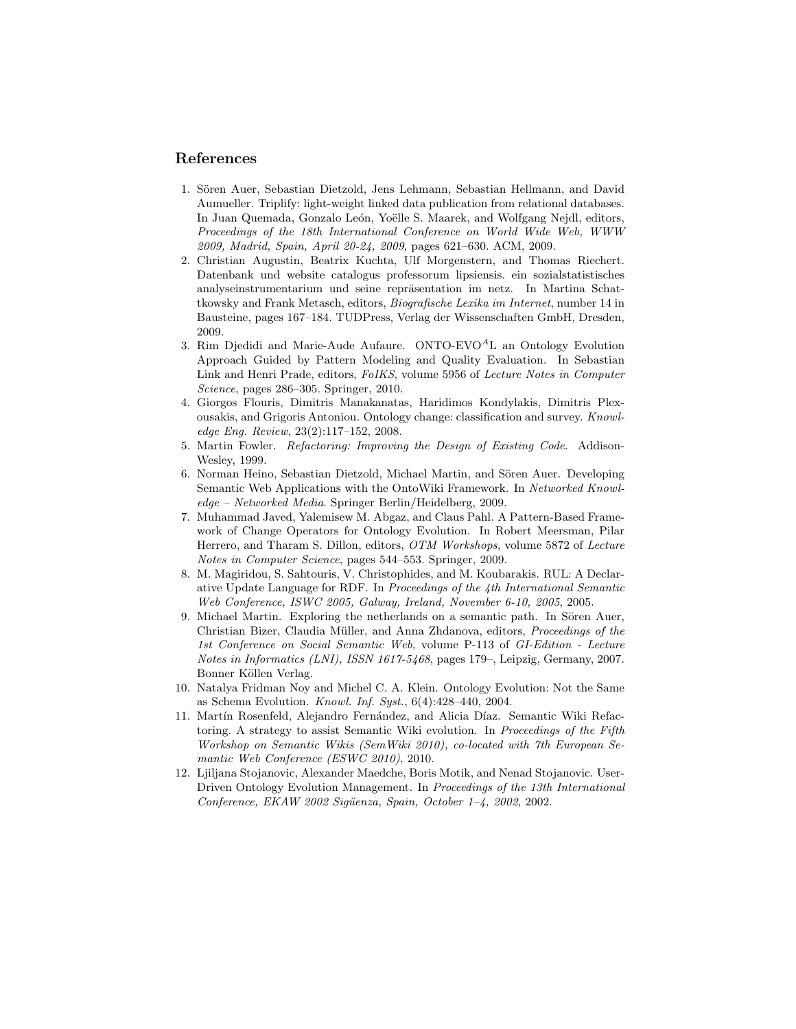## References

1. Sören Auer, Sebastian Dietzold, Jens Lehmann, Sebastian Hellmann, and David Aumueller. Triplify: light-weight linked data publication from relational databases. In Juan Quemada, Gonzalo León, Yoëlle S. Maarek, and Wolfgang Nejdl, editors, *Proceedings of the 18th International Conference on World Wide Web, WWW 2009, Madrid, Spain, April 20-24, 2009*, pages 621–630. ACM, 2009.
2. Christian Augustin, Beatrix Kuchta, Ulf Morgenstern, and Thomas Riechert. Datenbank und website catalogus professorum lipsiensis. ein sozialstatistisches analyseinstrumentarium und seine repräsentation im netz. In Martina Schattkowsky and Frank Metasch, editors, *Biografische Lexika im Internet*, number 14 in Bausteine, pages 167–184. TUDPress, Verlag der Wissenschaften GmbH, Dresden, 2009.
3. Rim Djedidi and Marie-Aude Aufaure. ONTO-EVO$^{A}$L an Ontology Evolution Approach Guided by Pattern Modeling and Quality Evaluation. In Sebastian Link and Henri Prade, editors, *FoIKS*, volume 5956 of *Lecture Notes in Computer Science*, pages 286–305. Springer, 2010.
4. Giorgos Flouris, Dimitris Manakanatas, Haridimos Kondylakis, Dimitris Plexousakis, and Grigoris Antoniou. Ontology change: classification and survey. *Knowledge Eng. Review*, 23(2):117–152, 2008.
5. Martin Fowler. *Refactoring: Improving the Design of Existing Code*. Addison-Wesley, 1999.
6. Norman Heino, Sebastian Dietzold, Michael Martin, and Sören Auer. Developing Semantic Web Applications with the OntoWiki Framework. In *Networked Knowledge – Networked Media*. Springer Berlin/Heidelberg, 2009.
7. Muhammad Javed, Yalemisew M. Abgaz, and Claus Pahl. A Pattern-Based Framework of Change Operators for Ontology Evolution. In Robert Meersman, Pilar Herrero, and Tharam S. Dillon, editors, *OTM Workshops*, volume 5872 of *Lecture Notes in Computer Science*, pages 544–553. Springer, 2009.
8. M. Magiridou, S. Sahtouris, V. Christophides, and M. Koubarakis. RUL: A Declarative Update Language for RDF. In *Proceedings of the 4th International Semantic Web Conference, ISWC 2005, Galway, Ireland, November 6-10, 2005*, 2005.
9. Michael Martin. Exploring the netherlands on a semantic path. In Sören Auer, Christian Bizer, Claudia Müller, and Anna Zhdanova, editors, *Proceedings of the 1st Conference on Social Semantic Web*, volume P-113 of *GI-Edition - Lecture Notes in Informatics (LNI), ISSN 1617-5468*, pages 179–, Leipzig, Germany, 2007. Bonner Köllen Verlag.
10. Natalya Fridman Noy and Michel C. A. Klein. Ontology Evolution: Not the Same as Schema Evolution. *Knowl. Inf. Syst.*, 6(4):428–440, 2004.
11. Martín Rosenfeld, Alejandro Fernández, and Alicia Díaz. Semantic Wiki Refactoring. A strategy to assist Semantic Wiki evolution. In *Proceedings of the Fifth Workshop on Semantic Wikis (SemWiki 2010), co-located with 7th European Semantic Web Conference (ESWC 2010)*, 2010.
12. Ljiljana Stojanovic, Alexander Maedche, Boris Motik, and Nenad Stojanovic. User-Driven Ontology Evolution Management. In *Proceedings of the 13th International Conference, EKAW 2002 Sigüenza, Spain, October 1–4, 2002*, 2002.